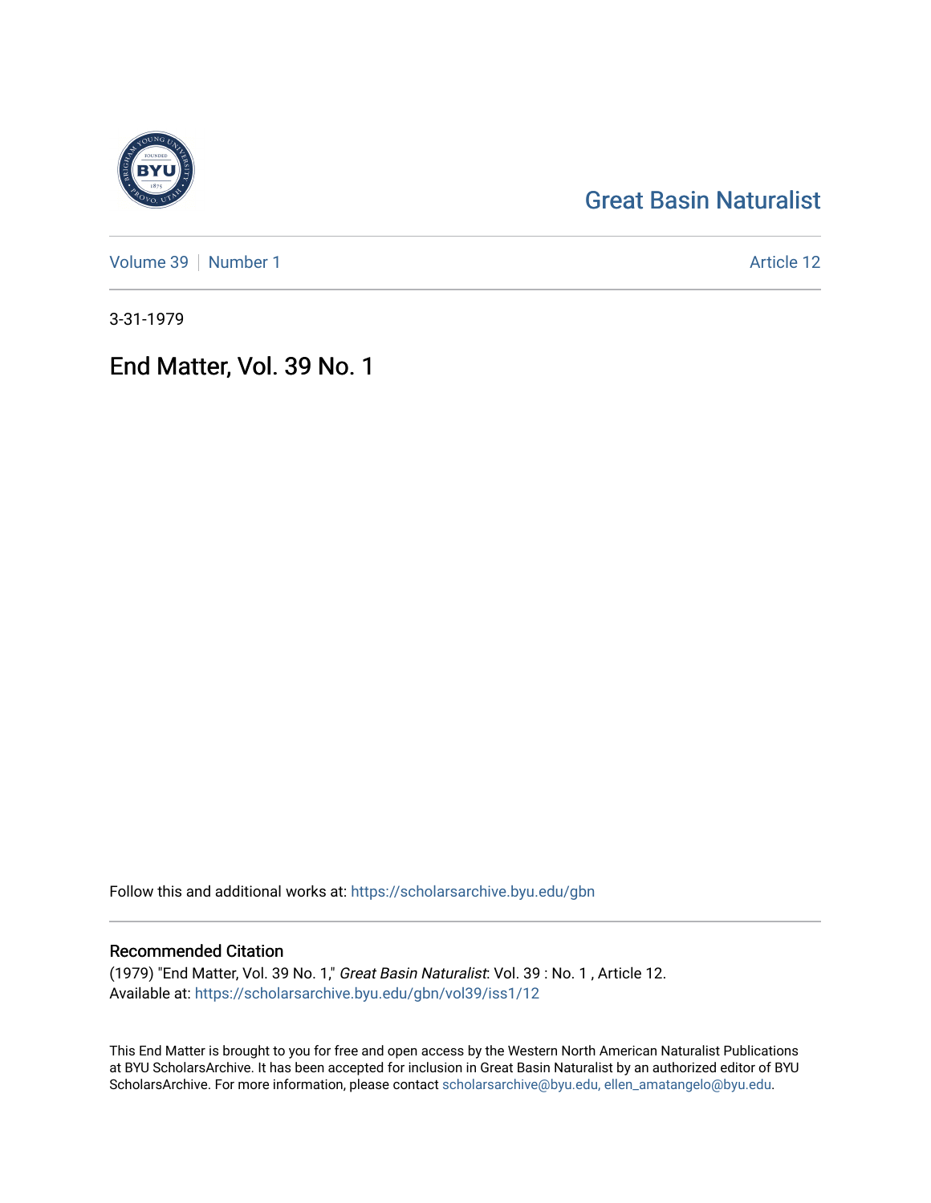Great Basin Naturalist

Volume 39 | Number 1

Article 12

3-31-1979

# End Matter, Vol. 39 No. 1

Follow this and additional works at: https://scholarsarchive.byu.edu/gbn

## Recommended Citation

(1979) "End Matter, Vol. 39 No. 1," *Great Basin Naturalist*: Vol. 39 : No. 1 , Article 12.
Available at: https://scholarsarchive.byu.edu/gbn/vol39/iss1/12

This End Matter is brought to you for free and open access by the Western North American Naturalist Publications at BYU ScholarsArchive. It has been accepted for inclusion in Great Basin Naturalist by an authorized editor of BYU ScholarsArchive. For more information, please contact scholarsarchive@byu.edu, ellen_amatangelo@byu.edu.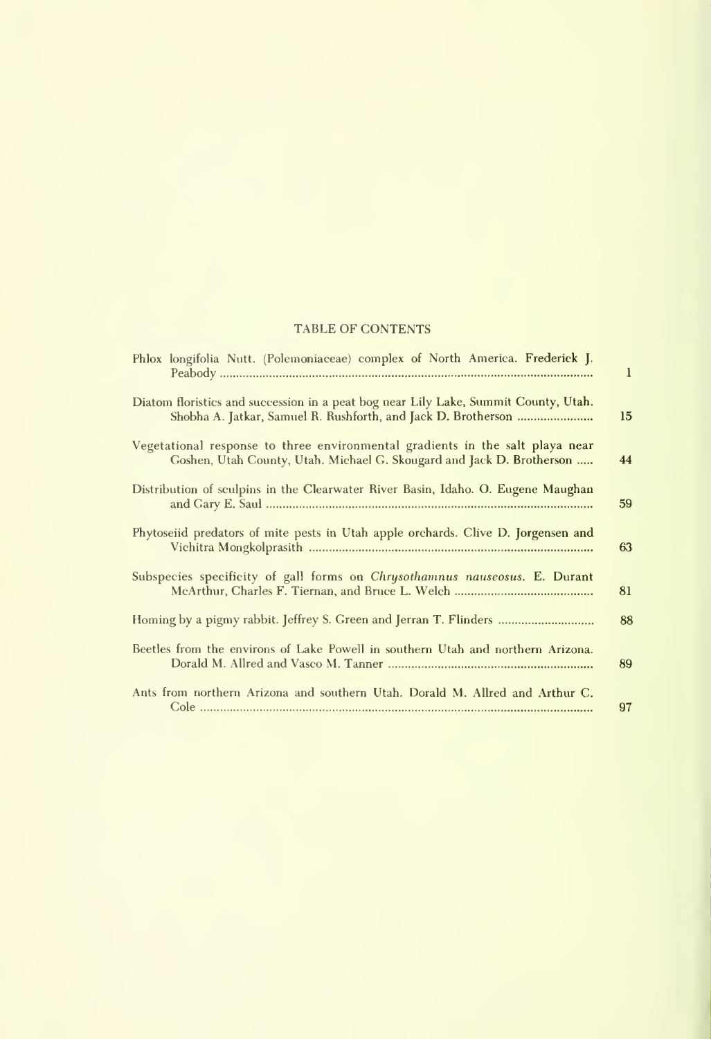## TABLE OF CONTENTS

| | |
|---|---|
| Phlox longifolia Nutt. (Polemoniaceae) complex of North America. Frederick J. Peabody | 1 |
| Diatom floristics and succession in a peat bog near Lily Lake, Summit County, Utah. Shobha A. Jatkar, Samuel R. Rushforth, and Jack D. Brotherson | 15 |
| Vegetational response to three environmental gradients in the salt playa near Goshen, Utah County, Utah. Michael G. Skougard and Jack D. Brotherson | 44 |
| Distribution of sculpins in the Clearwater River Basin, Idaho. O. Eugene Maughan and Gary E. Saul | 59 |
| Phytoseiid predators of mite pests in Utah apple orchards. Clive D. Jorgensen and Vichitra Mongkolprasith | 63 |
| Subspecies specificity of gall forms on *Chrysothamnus nauseosus*. E. Durant McArthur, Charles F. Tiernan, and Bruce L. Welch | 81 |
| Homing by a pigmy rabbit. Jeffrey S. Green and Jerran T. Flinders | 88 |
| Beetles from the environs of Lake Powell in southern Utah and northern Arizona. Dorald M. Allred and Vasco M. Tanner | 89 |
| Ants from northern Arizona and southern Utah. Dorald M. Allred and Arthur C. Cole | 97 |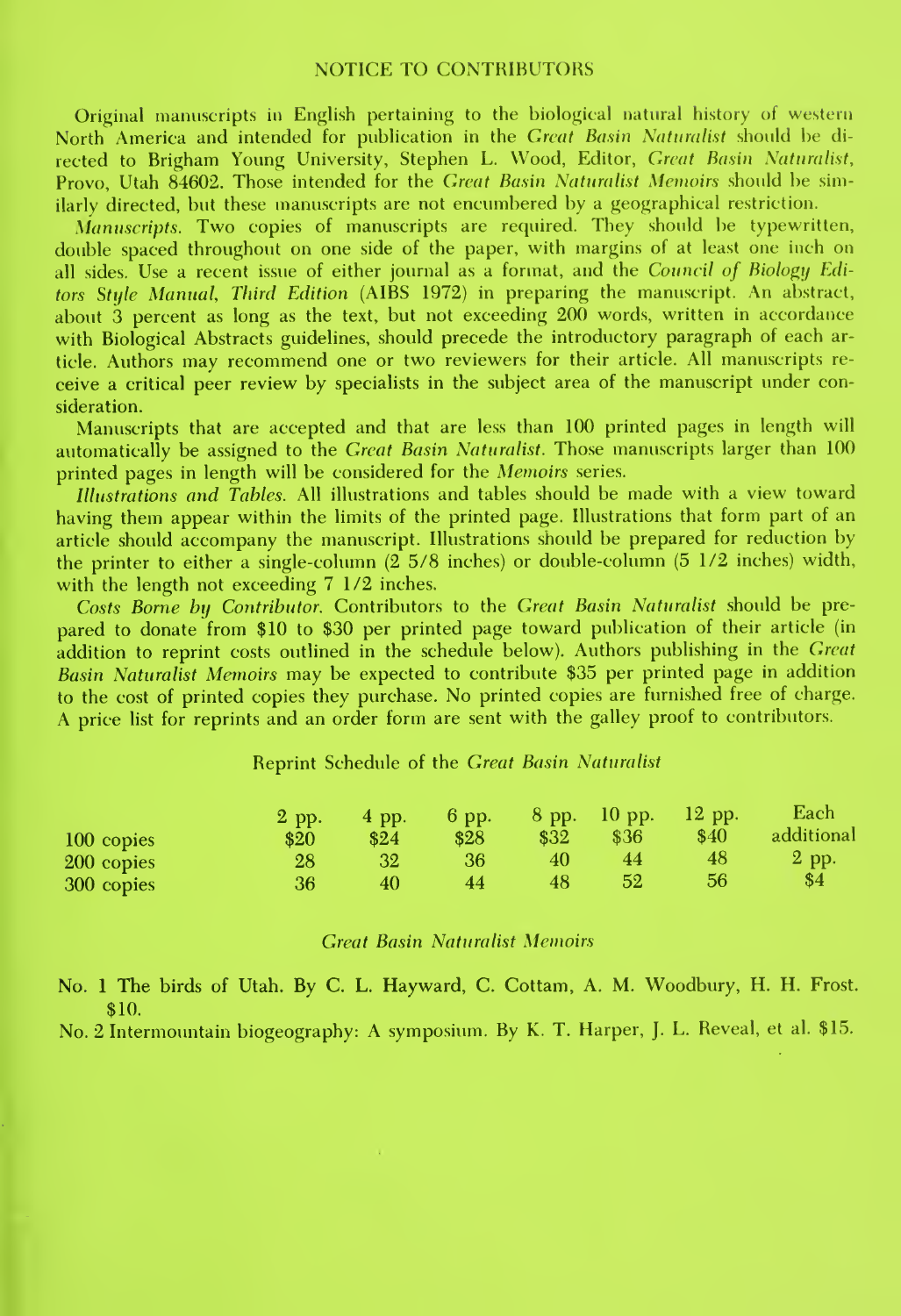# NOTICE TO CONTRIBUTORS

Original manuscripts in English pertaining to the biological natural history of western North America and intended for publication in the *Great Basin Naturalist* should be directed to Brigham Young University, Stephen L. Wood, Editor, *Great Basin Naturalist*, Provo, Utah 84602. Those intended for the *Great Basin Naturalist Memoirs* should be similarly directed, but these manuscripts are not encumbered by a geographical restriction.

*Manuscripts.* Two copies of manuscripts are required. They should be typewritten, double spaced throughout on one side of the paper, with margins of at least one inch on all sides. Use a recent issue of either journal as a format, and the *Council of Biology Editors Style Manual, Third Edition* (AIBS 1972) in preparing the manuscript. An abstract, about 3 percent as long as the text, but not exceeding 200 words, written in accordance with Biological Abstracts guidelines, should precede the introductory paragraph of each article. Authors may recommend one or two reviewers for their article. All manuscripts receive a critical peer review by specialists in the subject area of the manuscript under consideration.

Manuscripts that are accepted and that are less than 100 printed pages in length will automatically be assigned to the *Great Basin Naturalist*. Those manuscripts larger than 100 printed pages in length will be considered for the *Memoirs* series.

*Illustrations and Tables.* All illustrations and tables should be made with a view toward having them appear within the limits of the printed page. Illustrations that form part of an article should accompany the manuscript. Illustrations should be prepared for reduction by the printer to either a single-column (2 5/8 inches) or double-column (5 1/2 inches) width, with the length not exceeding 7 1/2 inches.

*Costs Borne by Contributor.* Contributors to the *Great Basin Naturalist* should be prepared to donate from $10 to $30 per printed page toward publication of their article (in addition to reprint costs outlined in the schedule below). Authors publishing in the *Great Basin Naturalist Memoirs* may be expected to contribute $35 per printed page in addition to the cost of printed copies they purchase. No printed copies are furnished free of charge. A price list for reprints and an order form are sent with the galley proof to contributors.

Reprint Schedule of the *Great Basin Naturalist*

| | 2 pp. | 4 pp. | 6 pp. | 8 pp. | 10 pp. | 12 pp. | Each additional 2 pp. |
|---|---|---|---|---|---|---|---|
| 100 copies | $20 | $24 | $28 | $32 | $36 | $40 | $4 |
| 200 copies | 28 | 32 | 36 | 40 | 44 | 48 | |
| 300 copies | 36 | 40 | 44 | 48 | 52 | 56 | |

*Great Basin Naturalist Memoirs*

No. 1 The birds of Utah. By C. L. Hayward, C. Cottam, A. M. Woodbury, H. H. Frost. $10.

No. 2 Intermountain biogeography: A symposium. By K. T. Harper, J. L. Reveal, et al. $15.